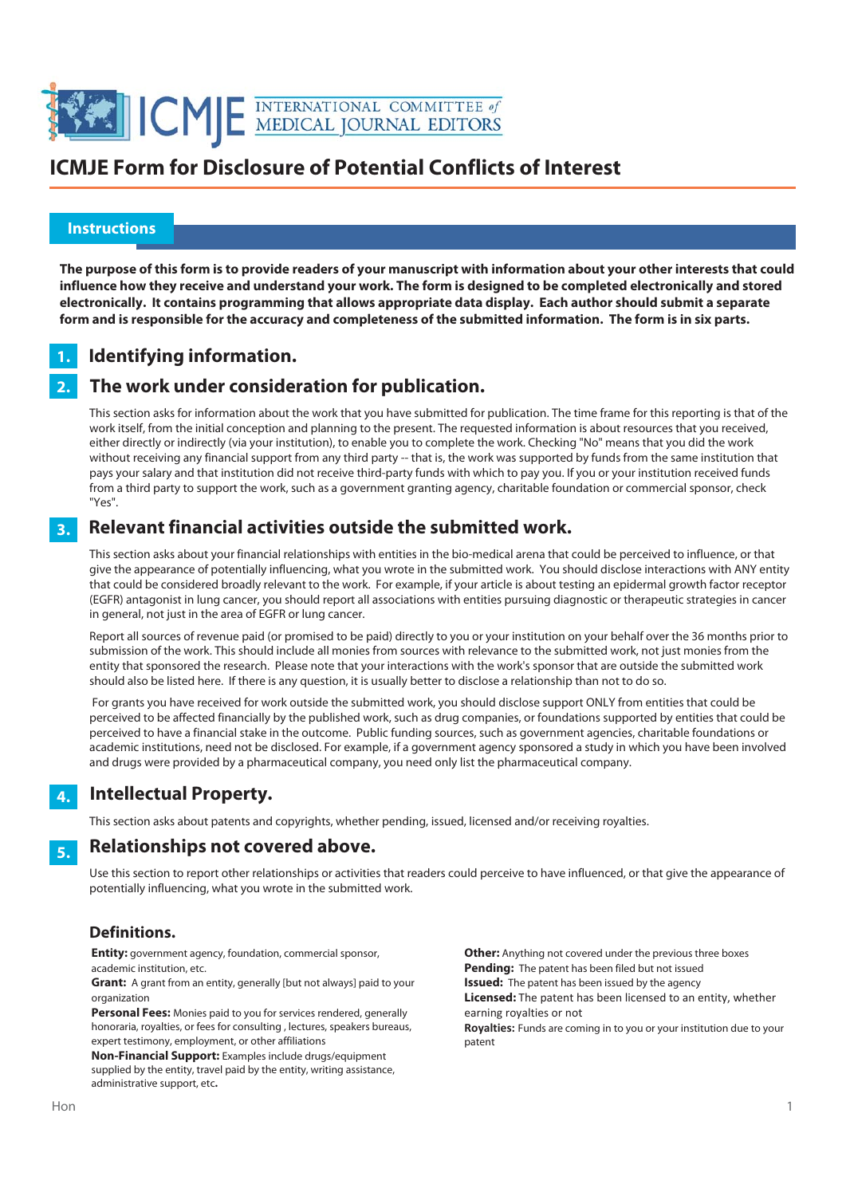# ICMJE Form for Disclosure of Potential Conflicts of Interest

## Instructions

**The purpose of this form is to provide readers of your manuscript with information about your other interests that could influence how they receive and understand your work. The form is designed to be completed electronically and stored electronically. It contains programming that allows appropriate data display. Each author should submit a separate form and is responsible for the accuracy and completeness of the submitted information. The form is in six parts.**

### 1. Identifying information.

### 2. The work under consideration for publication.

This section asks for information about the work that you have submitted for publication. The time frame for this reporting is that of the work itself, from the initial conception and planning to the present. The requested information is about resources that you received, either directly or indirectly (via your institution), to enable you to complete the work. Checking "No" means that you did the work without receiving any financial support from any third party -- that is, the work was supported by funds from the same institution that pays your salary and that institution did not receive third-party funds with which to pay you. If you or your institution received funds from a third party to support the work, such as a government granting agency, charitable foundation or commercial sponsor, check "Yes".

### 3. Relevant financial activities outside the submitted work.

This section asks about your financial relationships with entities in the bio-medical arena that could be perceived to influence, or that give the appearance of potentially influencing, what you wrote in the submitted work. You should disclose interactions with ANY entity that could be considered broadly relevant to the work. For example, if your article is about testing an epidermal growth factor receptor (EGFR) antagonist in lung cancer, you should report all associations with entities pursuing diagnostic or therapeutic strategies in cancer in general, not just in the area of EGFR or lung cancer.

Report all sources of revenue paid (or promised to be paid) directly to you or your institution on your behalf over the 36 months prior to submission of the work. This should include all monies from sources with relevance to the submitted work, not just monies from the entity that sponsored the research. Please note that your interactions with the work's sponsor that are outside the submitted work should also be listed here. If there is any question, it is usually better to disclose a relationship than not to do so.

For grants you have received for work outside the submitted work, you should disclose support ONLY from entities that could be perceived to be affected financially by the published work, such as drug companies, or foundations supported by entities that could be perceived to have a financial stake in the outcome. Public funding sources, such as government agencies, charitable foundations or academic institutions, need not be disclosed. For example, if a government agency sponsored a study in which you have been involved and drugs were provided by a pharmaceutical company, you need only list the pharmaceutical company.

### 4. Intellectual Property.

This section asks about patents and copyrights, whether pending, issued, licensed and/or receiving royalties.

### 5. Relationships not covered above.

Use this section to report other relationships or activities that readers could perceive to have influenced, or that give the appearance of potentially influencing, what you wrote in the submitted work.

### Definitions.

**Entity:** government agency, foundation, commercial sponsor, academic institution, etc.

**Grant:** A grant from an entity, generally [but not always] paid to your organization

**Personal Fees:** Monies paid to you for services rendered, generally honoraria, royalties, or fees for consulting , lectures, speakers bureaus, expert testimony, employment, or other affiliations

**Non-Financial Support:** Examples include drugs/equipment supplied by the entity, travel paid by the entity, writing assistance, administrative support, etc**.**

**Other:** Anything not covered under the previous three boxes

**Pending:** The patent has been filed but not issued

**Issued:** The patent has been issued by the agency

**Licensed:** The patent has been licensed to an entity, whether earning royalties or not

**Royalties:** Funds are coming in to you or your institution due to your patent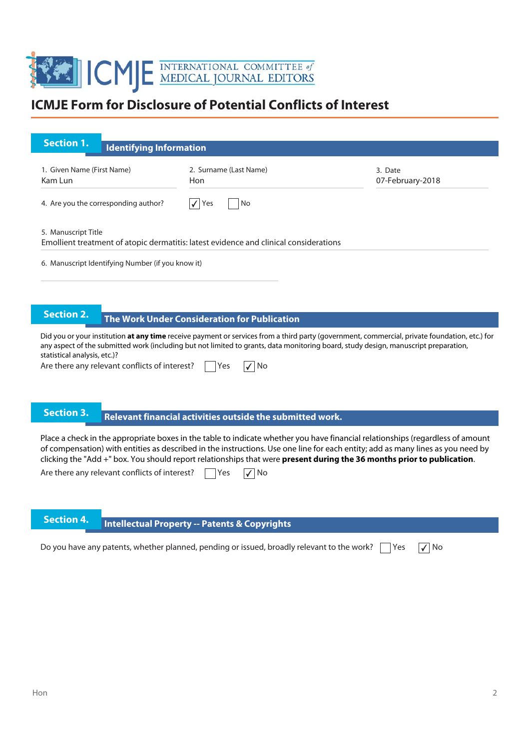# ICMJE Form for Disclosure of Potential Conflicts of Interest

## Section 1. Identifying Information

1. Given Name (First Name)
Kam Lun

2. Surname (Last Name)
Hon

3. Date
07-February-2018

4. Are you the corresponding author? ☑ Yes ☐ No

5. Manuscript Title
Emollient treatment of atopic dermatitis: latest evidence and clinical considerations

6. Manuscript Identifying Number (if you know it)

## Section 2. The Work Under Consideration for Publication

Did you or your institution **at any time** receive payment or services from a third party (government, commercial, private foundation, etc.) for any aspect of the submitted work (including but not limited to grants, data monitoring board, study design, manuscript preparation, statistical analysis, etc.)?

Are there any relevant conflicts of interest? ☐ Yes ☑ No

## Section 3. Relevant financial activities outside the submitted work.

Place a check in the appropriate boxes in the table to indicate whether you have financial relationships (regardless of amount of compensation) with entities as described in the instructions. Use one line for each entity; add as many lines as you need by clicking the "Add +" box. You should report relationships that were **present during the 36 months prior to publication**.

Are there any relevant conflicts of interest? ☐ Yes ☑ No

## Section 4. Intellectual Property -- Patents & Copyrights

Do you have any patents, whether planned, pending or issued, broadly relevant to the work? ☐ Yes ☑ No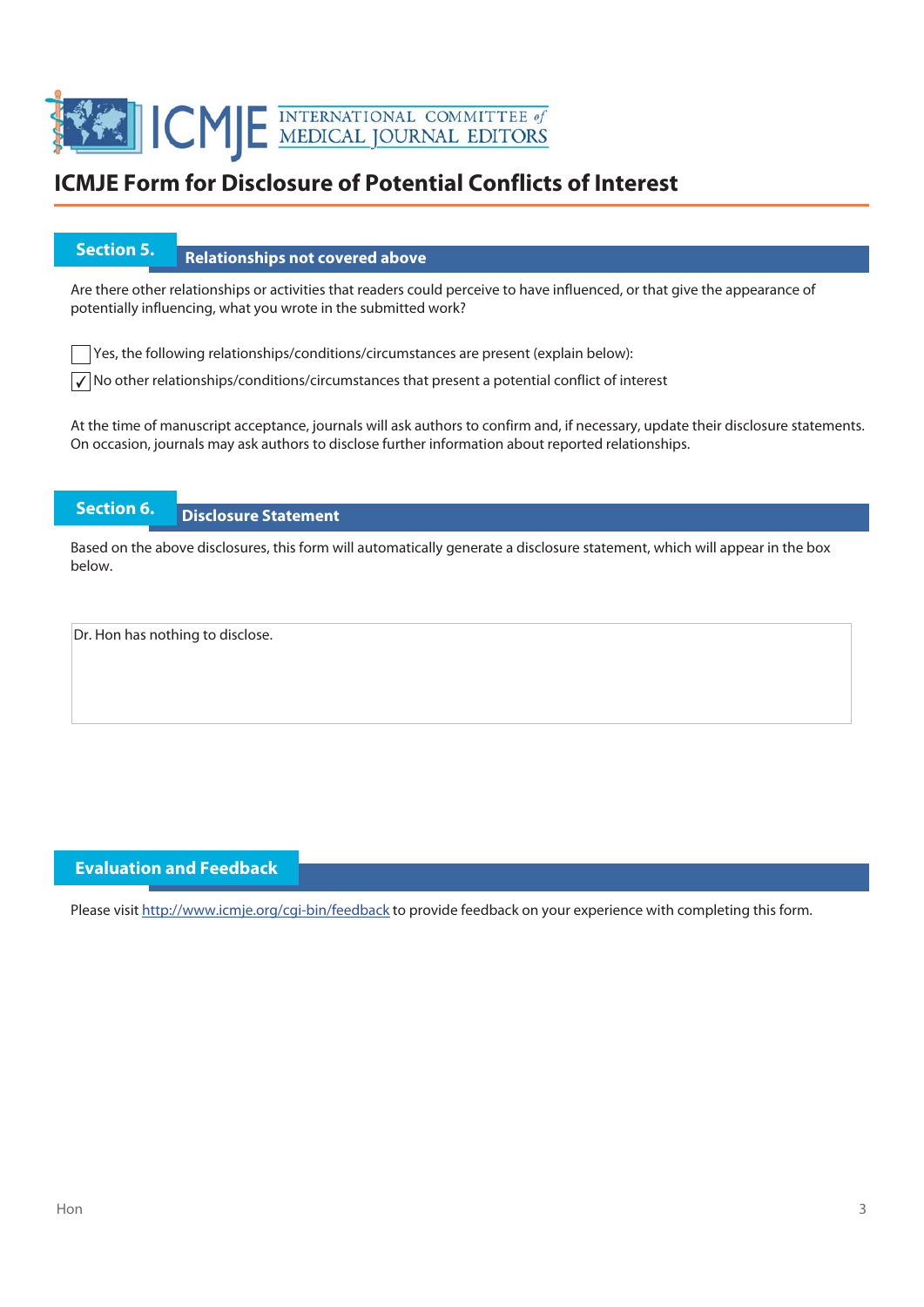# ICMJE Form for Disclosure of Potential Conflicts of Interest

## Section 5. Relationships not covered above

Are there other relationships or activities that readers could perceive to have influenced, or that give the appearance of potentially influencing, what you wrote in the submitted work?

- [ ] Yes, the following relationships/conditions/circumstances are present (explain below):
- [x] No other relationships/conditions/circumstances that present a potential conflict of interest

At the time of manuscript acceptance, journals will ask authors to confirm and, if necessary, update their disclosure statements. On occasion, journals may ask authors to disclose further information about reported relationships.

## Section 6. Disclosure Statement

Based on the above disclosures, this form will automatically generate a disclosure statement, which will appear in the box below.

Dr. Hon has nothing to disclose.

## Evaluation and Feedback

Please visit http://www.icmje.org/cgi-bin/feedback to provide feedback on your experience with completing this form.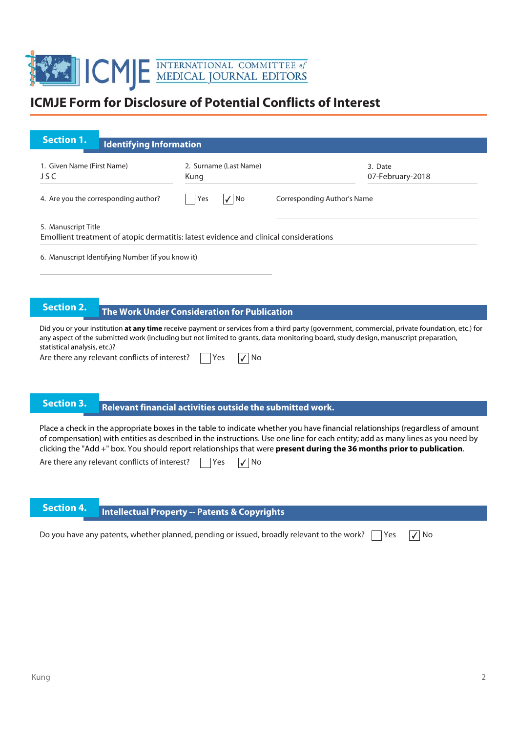INTERNATIONAL COMMITTEE of MEDICAL JOURNAL EDITORS

# ICMJE Form for Disclosure of Potential Conflicts of Interest

## Section 1. Identifying Information

1. Given Name (First Name)
J S C

2. Surname (Last Name)
Kung

3. Date
07-February-2018

4. Are you the corresponding author? ☐ Yes ☑ No

Corresponding Author's Name

5. Manuscript Title
Emollient treatment of atopic dermatitis: latest evidence and clinical considerations

6. Manuscript Identifying Number (if you know it)

## Section 2. The Work Under Consideration for Publication

Did you or your institution **at any time** receive payment or services from a third party (government, commercial, private foundation, etc.) for any aspect of the submitted work (including but not limited to grants, data monitoring board, study design, manuscript preparation, statistical analysis, etc.)?

Are there any relevant conflicts of interest? ☐ Yes ☑ No

## Section 3. Relevant financial activities outside the submitted work.

Place a check in the appropriate boxes in the table to indicate whether you have financial relationships (regardless of amount of compensation) with entities as described in the instructions. Use one line for each entity; add as many lines as you need by clicking the "Add +" box. You should report relationships that were **present during the 36 months prior to publication**.

Are there any relevant conflicts of interest? ☐ Yes ☑ No

## Section 4. Intellectual Property -- Patents & Copyrights

Do you have any patents, whether planned, pending or issued, broadly relevant to the work? ☐ Yes ☑ No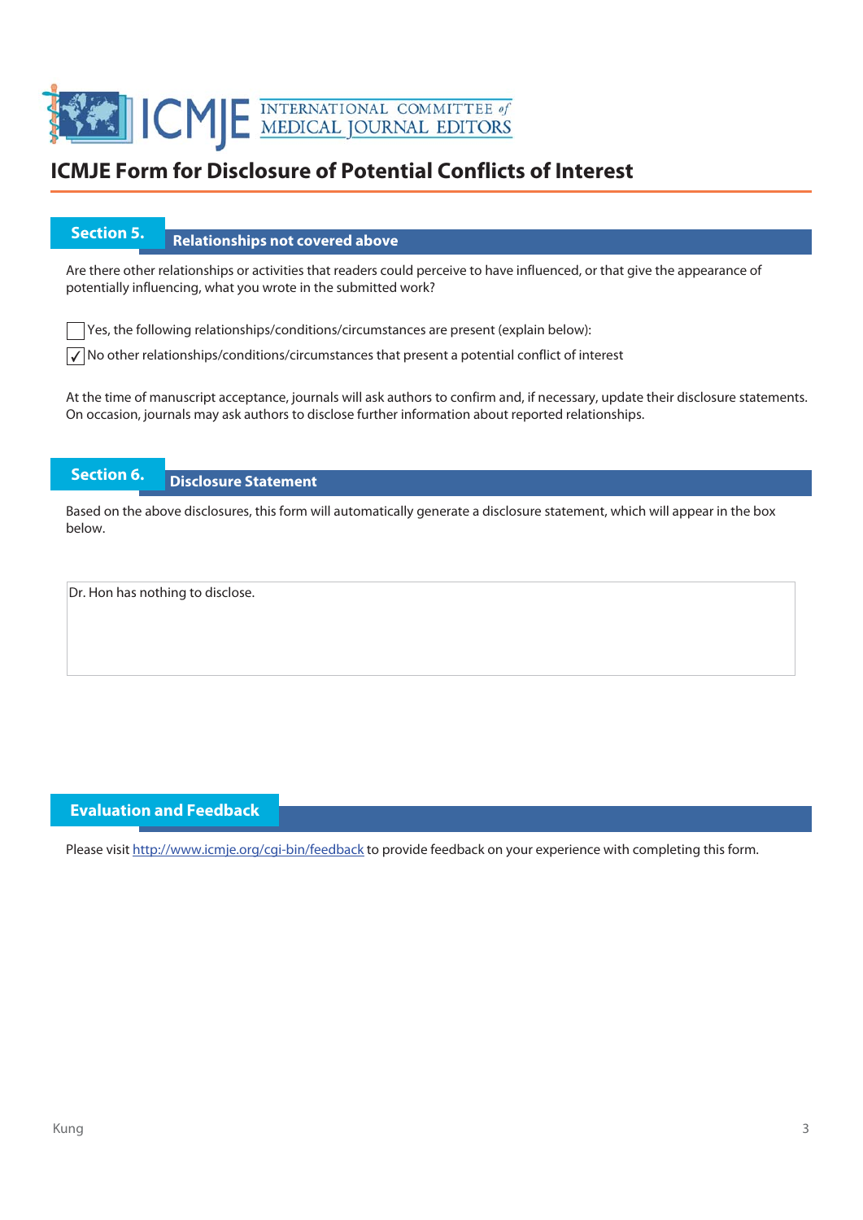# ICMJE Form for Disclosure of Potential Conflicts of Interest

## Section 5. Relationships not covered above

Are there other relationships or activities that readers could perceive to have influenced, or that give the appearance of potentially influencing, what you wrote in the submitted work?

☐ Yes, the following relationships/conditions/circumstances are present (explain below):

☑ No other relationships/conditions/circumstances that present a potential conflict of interest

At the time of manuscript acceptance, journals will ask authors to confirm and, if necessary, update their disclosure statements. On occasion, journals may ask authors to disclose further information about reported relationships.

## Section 6. Disclosure Statement

Based on the above disclosures, this form will automatically generate a disclosure statement, which will appear in the box below.

Dr. Hon has nothing to disclose.

## Evaluation and Feedback

Please visit http://www.icmje.org/cgi-bin/feedback to provide feedback on your experience with completing this form.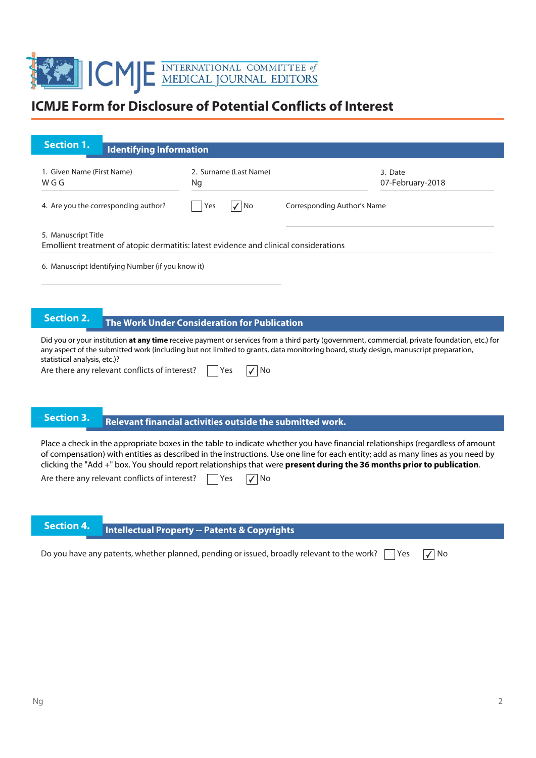INTERNATIONAL COMMITTEE of MEDICAL JOURNAL EDITORS

# ICMJE Form for Disclosure of Potential Conflicts of Interest

## Section 1. Identifying Information

1. Given Name (First Name)
W G G

2. Surname (Last Name)
Ng

3. Date
07-February-2018

4. Are you the corresponding author? ☐ Yes ☑ No

Corresponding Author's Name

5. Manuscript Title
Emollient treatment of atopic dermatitis: latest evidence and clinical considerations

6. Manuscript Identifying Number (if you know it)

## Section 2. The Work Under Consideration for Publication

Did you or your institution **at any time** receive payment or services from a third party (government, commercial, private foundation, etc.) for any aspect of the submitted work (including but not limited to grants, data monitoring board, study design, manuscript preparation, statistical analysis, etc.)?

Are there any relevant conflicts of interest? ☐ Yes ☑ No

## Section 3. Relevant financial activities outside the submitted work.

Place a check in the appropriate boxes in the table to indicate whether you have financial relationships (regardless of amount of compensation) with entities as described in the instructions. Use one line for each entity; add as many lines as you need by clicking the "Add +" box. You should report relationships that were **present during the 36 months prior to publication**.

Are there any relevant conflicts of interest? ☐ Yes ☑ No

## Section 4. Intellectual Property -- Patents & Copyrights

Do you have any patents, whether planned, pending or issued, broadly relevant to the work? ☐ Yes ☑ No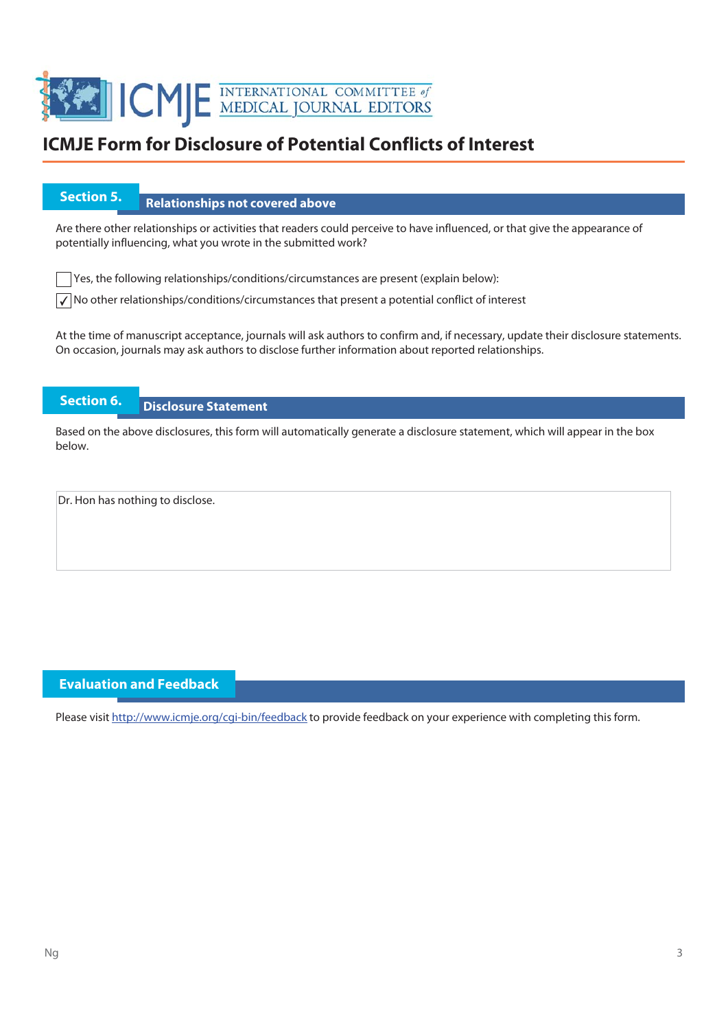# ICMJE Form for Disclosure of Potential Conflicts of Interest

## Section 5. Relationships not covered above

Are there other relationships or activities that readers could perceive to have influenced, or that give the appearance of potentially influencing, what you wrote in the submitted work?

☐ Yes, the following relationships/conditions/circumstances are present (explain below):

☑ No other relationships/conditions/circumstances that present a potential conflict of interest

At the time of manuscript acceptance, journals will ask authors to confirm and, if necessary, update their disclosure statements. On occasion, journals may ask authors to disclose further information about reported relationships.

## Section 6. Disclosure Statement

Based on the above disclosures, this form will automatically generate a disclosure statement, which will appear in the box below.

Dr. Hon has nothing to disclose.

## Evaluation and Feedback

Please visit http://www.icmje.org/cgi-bin/feedback to provide feedback on your experience with completing this form.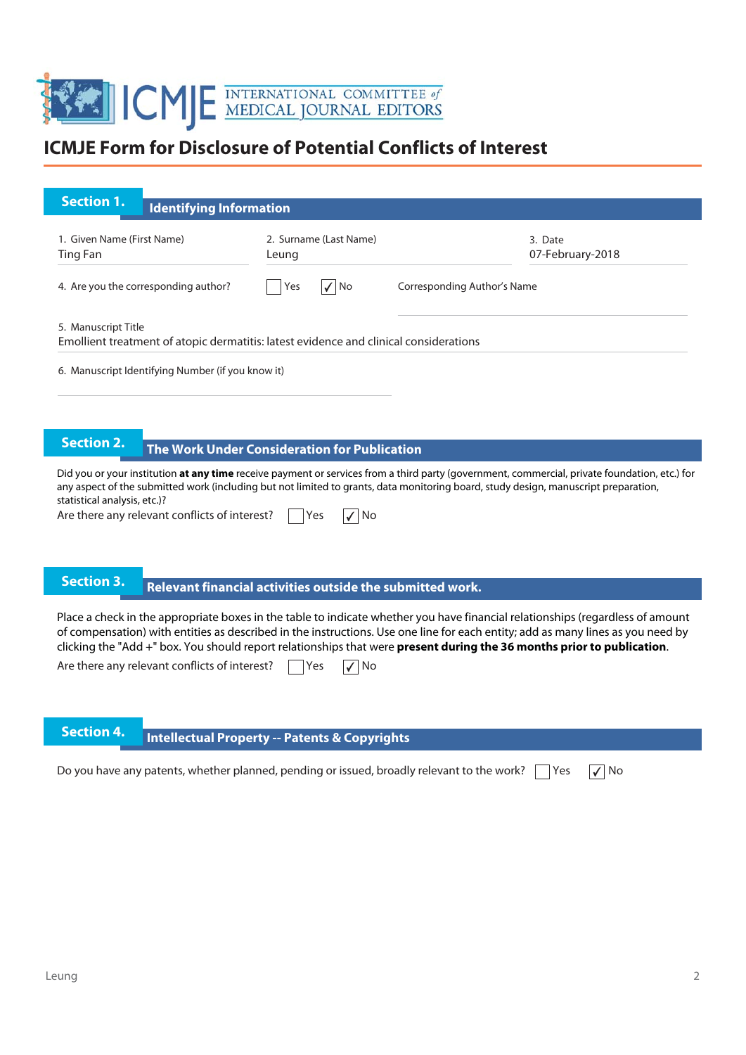# ICMJE Form for Disclosure of Potential Conflicts of Interest

## Section 1. Identifying Information

1. Given Name (First Name)
Ting Fan

2. Surname (Last Name)
Leung

3. Date
07-February-2018

4. Are you the corresponding author? ☐ Yes ☑ No

Corresponding Author's Name

5. Manuscript Title
Emollient treatment of atopic dermatitis: latest evidence and clinical considerations

6. Manuscript Identifying Number (if you know it)

## Section 2. The Work Under Consideration for Publication

Did you or your institution **at any time** receive payment or services from a third party (government, commercial, private foundation, etc.) for any aspect of the submitted work (including but not limited to grants, data monitoring board, study design, manuscript preparation, statistical analysis, etc.)?

Are there any relevant conflicts of interest? ☐ Yes ☑ No

## Section 3. Relevant financial activities outside the submitted work.

Place a check in the appropriate boxes in the table to indicate whether you have financial relationships (regardless of amount of compensation) with entities as described in the instructions. Use one line for each entity; add as many lines as you need by clicking the "Add +" box. You should report relationships that were **present during the 36 months prior to publication**.

Are there any relevant conflicts of interest? ☐ Yes ☑ No

## Section 4. Intellectual Property -- Patents & Copyrights

Do you have any patents, whether planned, pending or issued, broadly relevant to the work? ☐ Yes ☑ No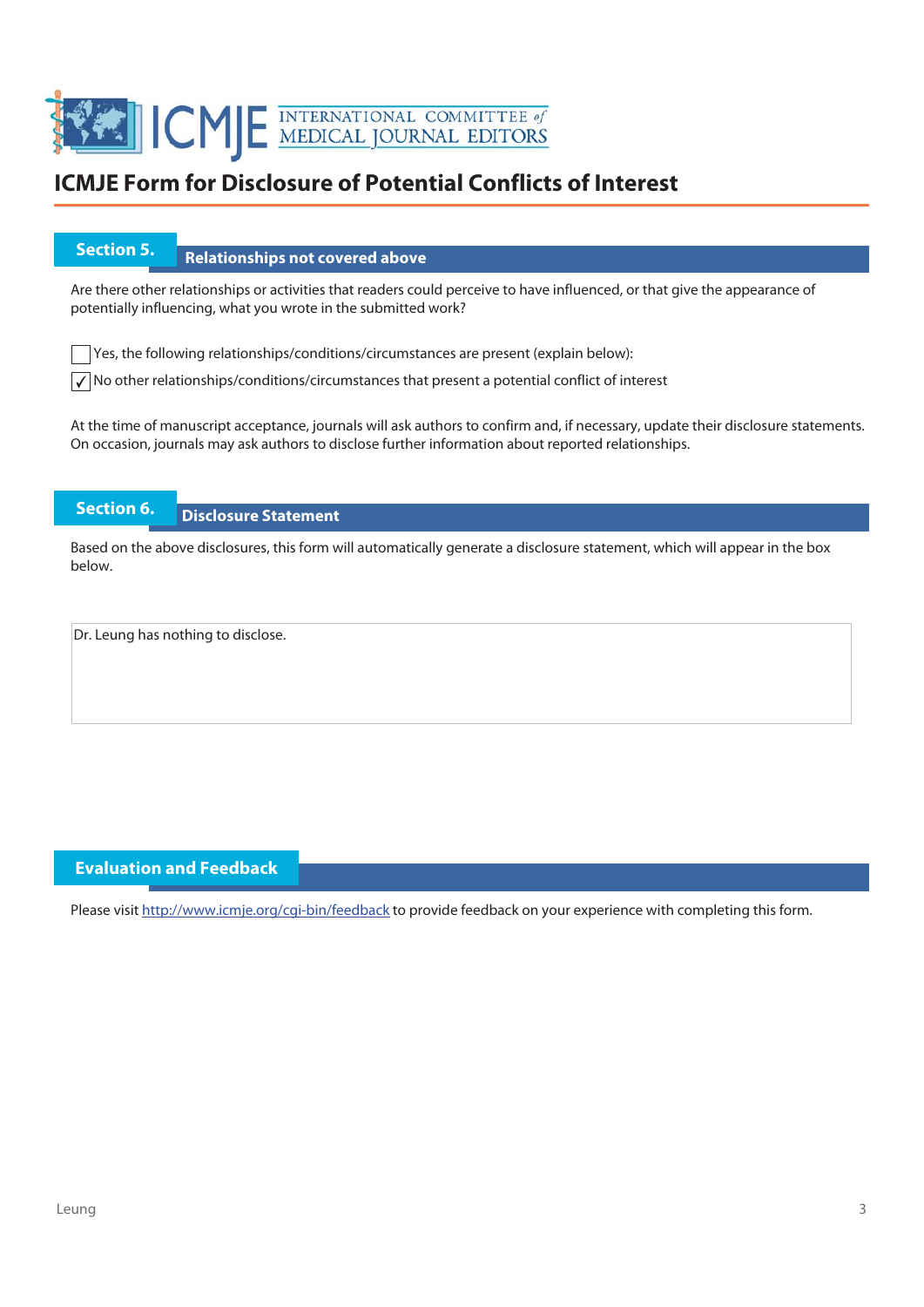# ICMJE Form for Disclosure of Potential Conflicts of Interest

## Section 5. Relationships not covered above

Are there other relationships or activities that readers could perceive to have influenced, or that give the appearance of potentially influencing, what you wrote in the submitted work?

- [ ] Yes, the following relationships/conditions/circumstances are present (explain below):
- [x] No other relationships/conditions/circumstances that present a potential conflict of interest

At the time of manuscript acceptance, journals will ask authors to confirm and, if necessary, update their disclosure statements. On occasion, journals may ask authors to disclose further information about reported relationships.

## Section 6. Disclosure Statement

Based on the above disclosures, this form will automatically generate a disclosure statement, which will appear in the box below.

Dr. Leung has nothing to disclose.

## Evaluation and Feedback

Please visit http://www.icmje.org/cgi-bin/feedback to provide feedback on your experience with completing this form.